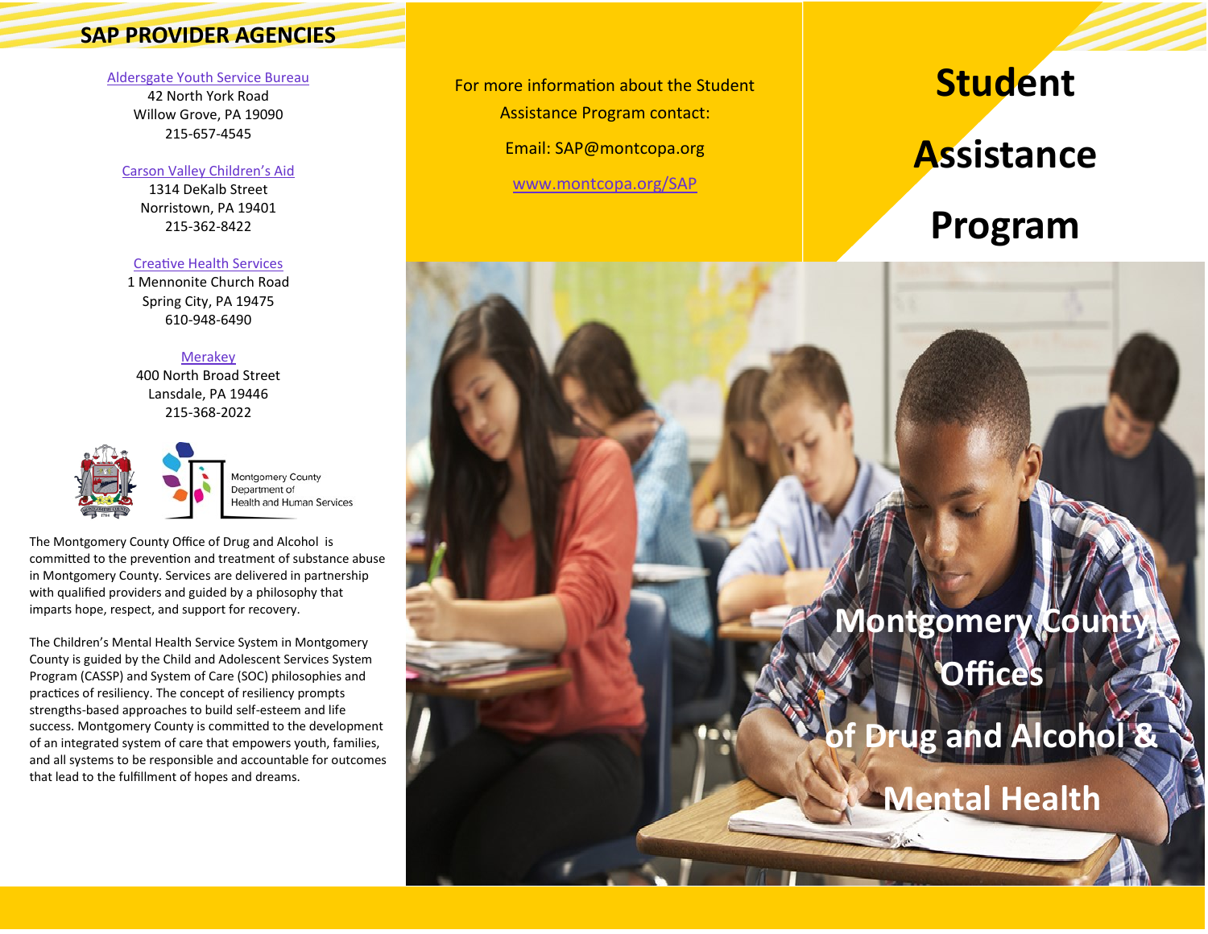## SAP PROVIDER AGENCIES

Aldersgate Youth Service Bureau
42 North York Road
Willow Grove, PA 19090
215-657-4545

Carson Valley Children's Aid
1314 DeKalb Street
Norristown, PA 19401
215-362-8422

Creative Health Services
1 Mennonite Church Road
Spring City, PA 19475
610-948-6490

Merakey
400 North Broad Street
Lansdale, PA 19446
215-368-2022

Montgomery County Department of Health and Human Services

The Montgomery County Office of Drug and Alcohol is committed to the prevention and treatment of substance abuse in Montgomery County. Services are delivered in partnership with qualified providers and guided by a philosophy that imparts hope, respect, and support for recovery.

The Children's Mental Health Service System in Montgomery County is guided by the Child and Adolescent Services System Program (CASSP) and System of Care (SOC) philosophies and practices of resiliency. The concept of resiliency prompts strengths-based approaches to build self-esteem and life success. Montgomery County is committed to the development of an integrated system of care that empowers youth, families, and all systems to be responsible and accountable for outcomes that lead to the fulfillment of hopes and dreams.

For more information about the Student Assistance Program contact:

Email: SAP@montcopa.org

www.montcopa.org/SAP

# Student Assistance Program

## Montgomery County Offices of Drug and Alcohol & Mental Health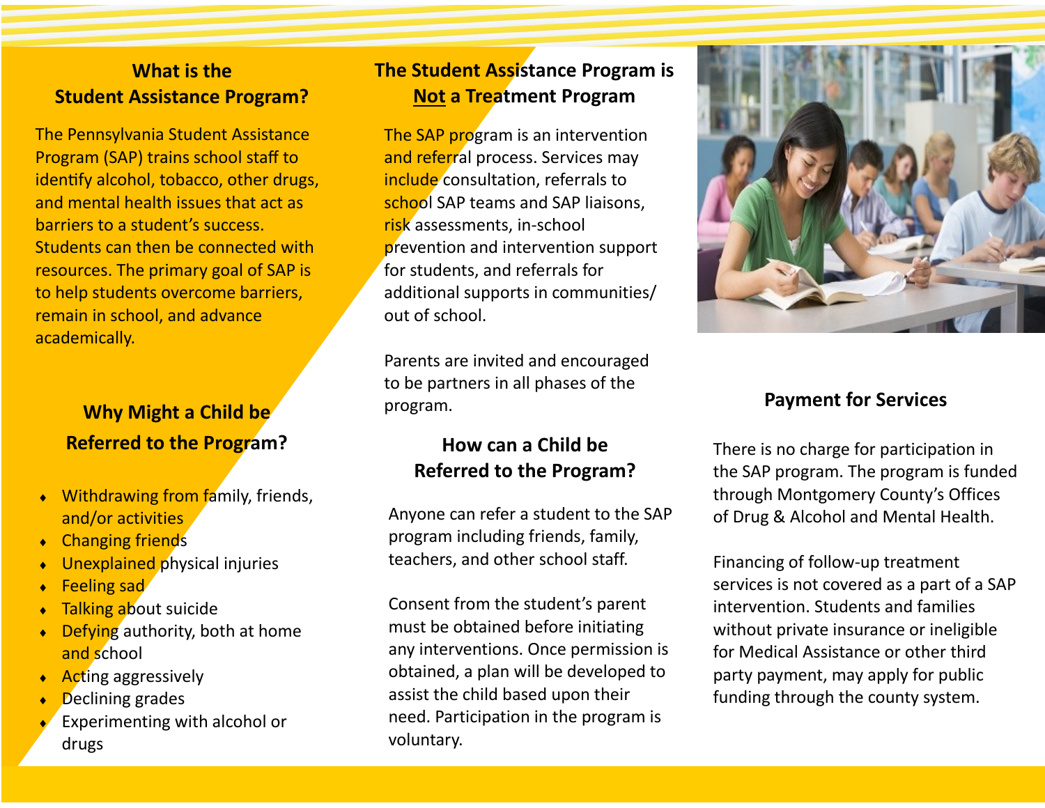## What is the Student Assistance Program?

The Pennsylvania Student Assistance Program (SAP) trains school staff to identify alcohol, tobacco, other drugs, and mental health issues that act as barriers to a student's success. Students can then be connected with resources. The primary goal of SAP is to help students overcome barriers, remain in school, and advance academically.

## Why Might a Child be Referred to the Program?

- Withdrawing from family, friends, and/or activities
- Changing friends
- Unexplained physical injuries
- Feeling sad
- Talking about suicide
- Defying authority, both at home and school
- Acting aggressively
- Declining grades
- Experimenting with alcohol or drugs

## The Student Assistance Program is Not a Treatment Program

The SAP program is an intervention and referral process. Services may include consultation, referrals to school SAP teams and SAP liaisons, risk assessments, in-school prevention and intervention support for students, and referrals for additional supports in communities/ out of school.

Parents are invited and encouraged to be partners in all phases of the program.

## How can a Child be Referred to the Program?

Anyone can refer a student to the SAP program including friends, family, teachers, and other school staff.

Consent from the student's parent must be obtained before initiating any interventions. Once permission is obtained, a plan will be developed to assist the child based upon their need. Participation in the program is voluntary.

## Payment for Services

There is no charge for participation in the SAP program. The program is funded through Montgomery County's Offices of Drug & Alcohol and Mental Health.

Financing of follow-up treatment services is not covered as a part of a SAP intervention. Students and families without private insurance or ineligible for Medical Assistance or other third party payment, may apply for public funding through the county system.